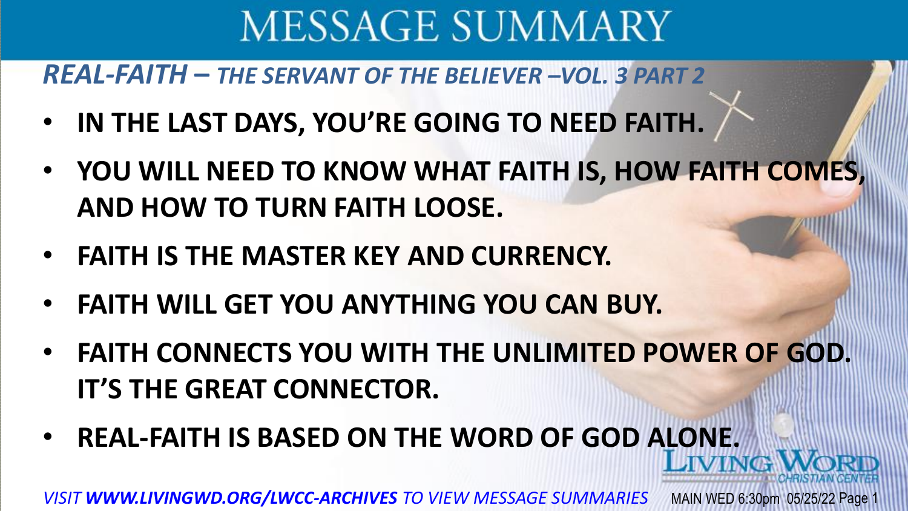# MESSAGE SUMMARY

## *REAL-FAITH – THE SERVANT OF THE BELIEVER –VOL. 3 PART 2*

- **IN THE LAST DAYS, YOU'RE GOING TO NEED FAITH.**
- **YOU WILL NEED TO KNOW WHAT FAITH IS, HOW FAITH COMES, AND HOW TO TURN FAITH LOOSE.**
- **FAITH IS THE MASTER KEY AND CURRENCY.**
- **FAITH WILL GET YOU ANYTHING YOU CAN BUY.**
- **FAITH CONNECTS YOU WITH THE UNLIMITED POWER OF GOD. IT'S THE GREAT CONNECTOR.**
- **REAL-FAITH IS BASED ON THE WORD OF GOD ALONE.**

LIVING WORD CHRISTIAN CENTER

*VISIT **WWW.LIVINGWD.ORG/LWCC-ARCHIVES** TO VIEW MESSAGE SUMMARIES*

MAIN WED 6:30pm 05/25/22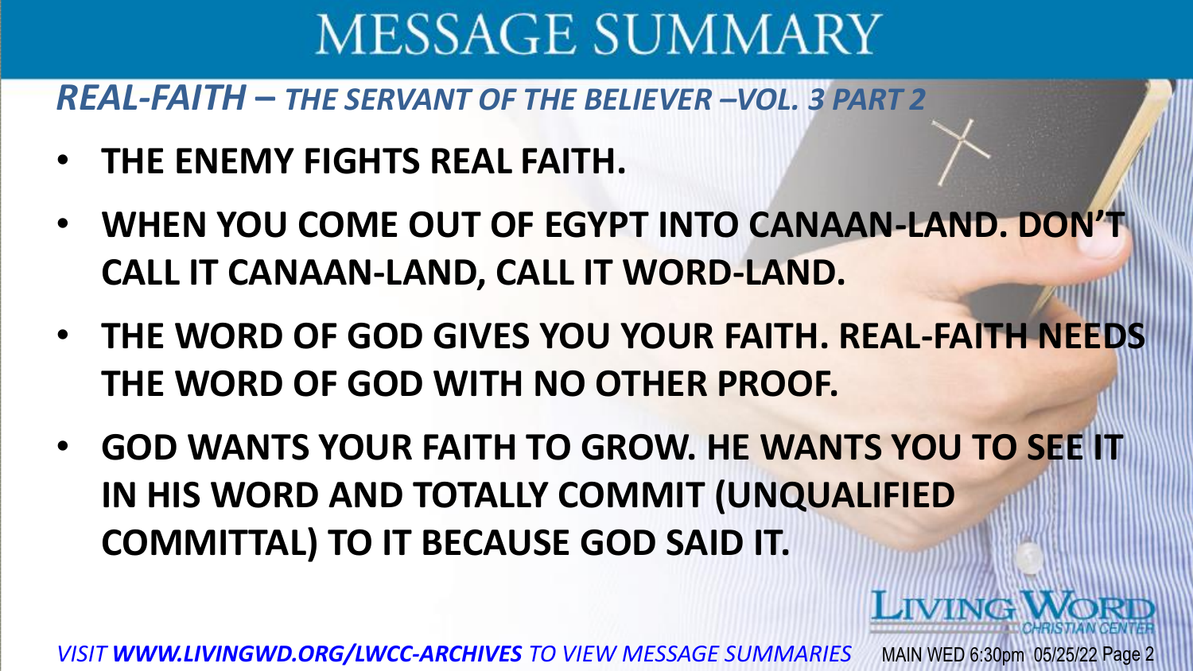# MESSAGE SUMMARY

## *REAL-FAITH – THE SERVANT OF THE BELIEVER –VOL. 3 PART 2*

- **THE ENEMY FIGHTS REAL FAITH.**
- **WHEN YOU COME OUT OF EGYPT INTO CANAAN-LAND. DON'T CALL IT CANAAN-LAND, CALL IT WORD-LAND.**
- **THE WORD OF GOD GIVES YOU YOUR FAITH. REAL-FAITH NEEDS THE WORD OF GOD WITH NO OTHER PROOF.**
- **GOD WANTS YOUR FAITH TO GROW. HE WANTS YOU TO SEE IT IN HIS WORD AND TOTALLY COMMIT (UNQUALIFIED COMMITTAL) TO IT BECAUSE GOD SAID IT.**

LIVING WORD CHRISTIAN CENTER

*VISIT **WWW.LIVINGWD.ORG/LWCC-ARCHIVES** TO VIEW MESSAGE SUMMARIES*

MAIN WED 6:30pm 05/25/22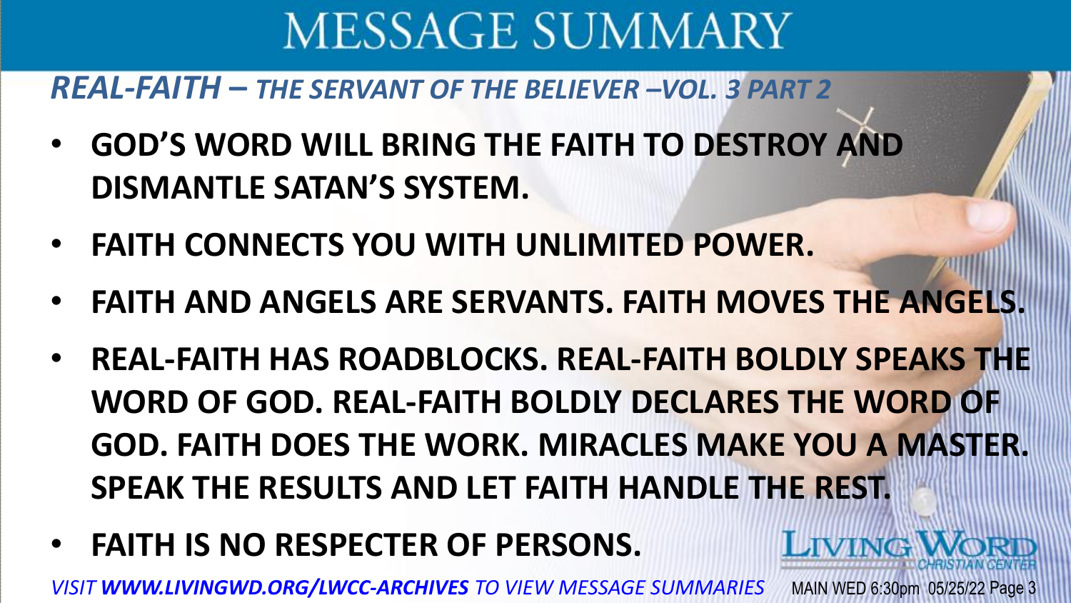# MESSAGE SUMMARY

## *REAL-FAITH – THE SERVANT OF THE BELIEVER –VOL. 3 PART 2*

- **GOD'S WORD WILL BRING THE FAITH TO DESTROY AND DISMANTLE SATAN'S SYSTEM.**
- **FAITH CONNECTS YOU WITH UNLIMITED POWER.**
- **FAITH AND ANGELS ARE SERVANTS. FAITH MOVES THE ANGELS.**
- **REAL-FAITH HAS ROADBLOCKS. REAL-FAITH BOLDLY SPEAKS THE WORD OF GOD. REAL-FAITH BOLDLY DECLARES THE WORD OF GOD. FAITH DOES THE WORK. MIRACLES MAKE YOU A MASTER. SPEAK THE RESULTS AND LET FAITH HANDLE THE REST.**
- **FAITH IS NO RESPECTER OF PERSONS.**

LIVING WORD CHRISTIAN CENTER

*VISIT **WWW.LIVINGWD.ORG/LWCC-ARCHIVES** TO VIEW MESSAGE SUMMARIES*

MAIN WED 6:30pm 05/25/22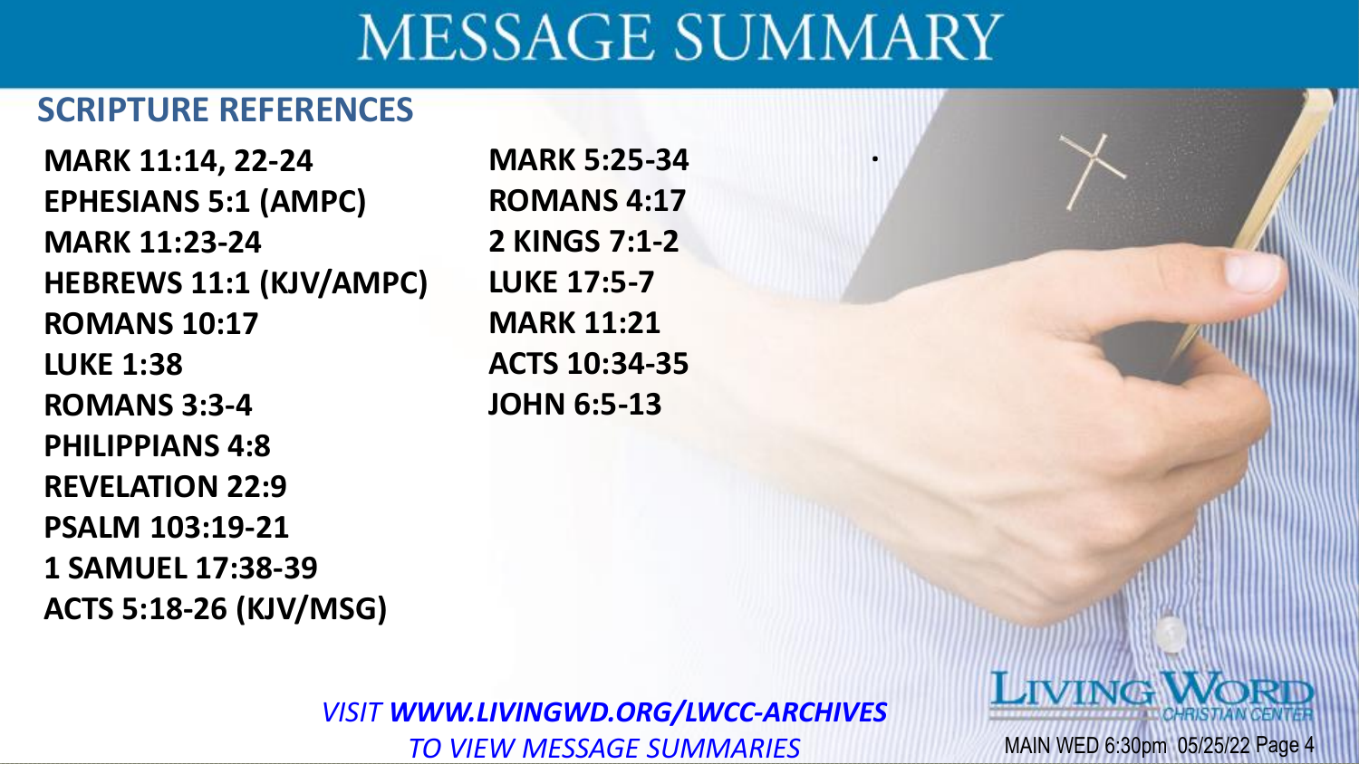# MESSAGE SUMMARY

## SCRIPTURE REFERENCES

**MARK 11:14, 22-24**
**EPHESIANS 5:1 (AMPC)**
**MARK 11:23-24**
**HEBREWS 11:1 (KJV/AMPC)**
**ROMANS 10:17**
**LUKE 1:38**
**ROMANS 3:3-4**
**PHILIPPIANS 4:8**
**REVELATION 22:9**
**PSALM 103:19-21**
**1 SAMUEL 17:38-39**
**ACTS 5:18-26 (KJV/MSG)**
**MARK 5:25-34**
**ROMANS 4:17**
**2 KINGS 7:1-2**
**LUKE 17:5-7**
**MARK 11:21**
**ACTS 10:34-35**
**JOHN 6:5-13**

*VISIT **WWW.LIVINGWD.ORG/LWCC-ARCHIVES** TO VIEW MESSAGE SUMMARIES*

LIVING WORD CHRISTIAN CENTER

MAIN WED 6:30pm 05/25/22